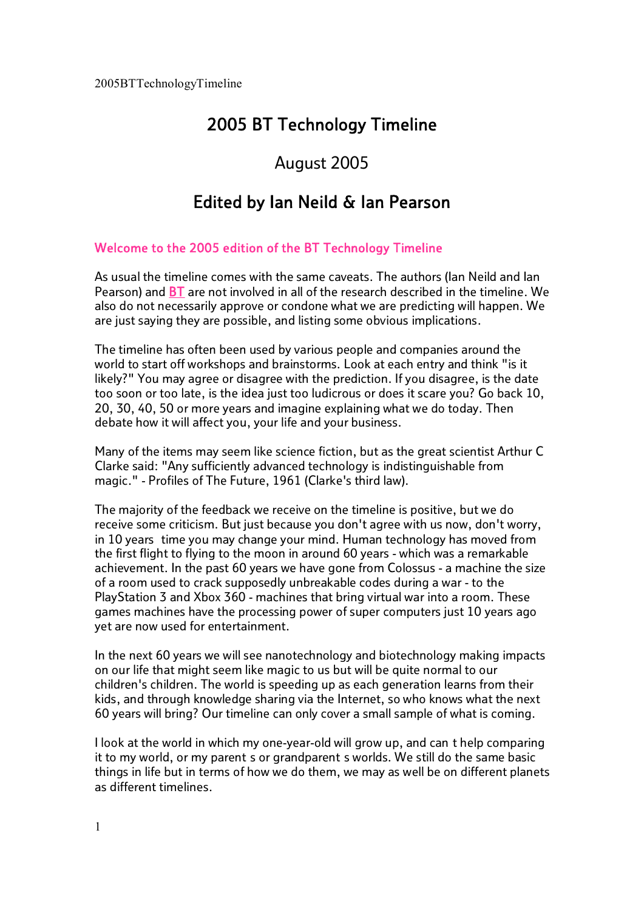# 2005 BT Technology Timeline

## August 2005

## Edited by Ian Neild & Ian Pearson

### Welcome to the 2005 edition of the BT Technology Timeline

As usual the timeline comes with the same caveats. The authors (Ian Neild and Ian Pearson) and BT are not involved in all of the research described in the timeline. We also do not necessarily approve or condone what we are predicting will happen. We are just saying they are possible, and listing some obvious implications.

The timeline has often been used by various people and companies around the world to start off workshops and brainstorms. Look at each entry and think "is it likely?" You may agree or disagree with the prediction. If you disagree, is the date too soon or too late, is the idea just too ludicrous or does it scare you? Go back 10, 20, 30, 40, 50 or more years and imagine explaining what we do today. Then debate how it will affect you, your life and your business.

Many of the items may seem like science fiction, but as the great scientist Arthur C Clarke said: "Any sufficiently advanced technology is indistinguishable from magic." - Profiles of The Future, 1961 (Clarke's third law).

The majority of the feedback we receive on the timeline is positive, but we do receive some criticism. But just because you don't agree with us now, don't worry, in 10 years time you may change your mind. Human technology has moved from the first flight to flying to the moon in around 60 years - which was a remarkable achievement. In the past 60 years we have gone from Colossus - a machine the size of a room used to crack supposedly unbreakable codes during a war - to the PlayStation 3 and Xbox 360 - machines that bring virtual war into a room. These games machines have the processing power of super computers just 10 years ago yet are now used for entertainment.

In the next 60 years we will see nanotechnology and biotechnology making impacts on our life that might seem like magic to us but will be quite normal to our children's children. The world is speeding up as each generation learns from their kids, and through knowledge sharing via the Internet, so who knows what the next 60 years will bring? Our timeline can only cover a small sample of what is coming.

I look at the world in which my one-year-old will grow up, and can t help comparing it to my world, or my parent s or grandparent s worlds. We still do the same basic things in life but in terms of how we do them, we may as well be on different planets as different timelines.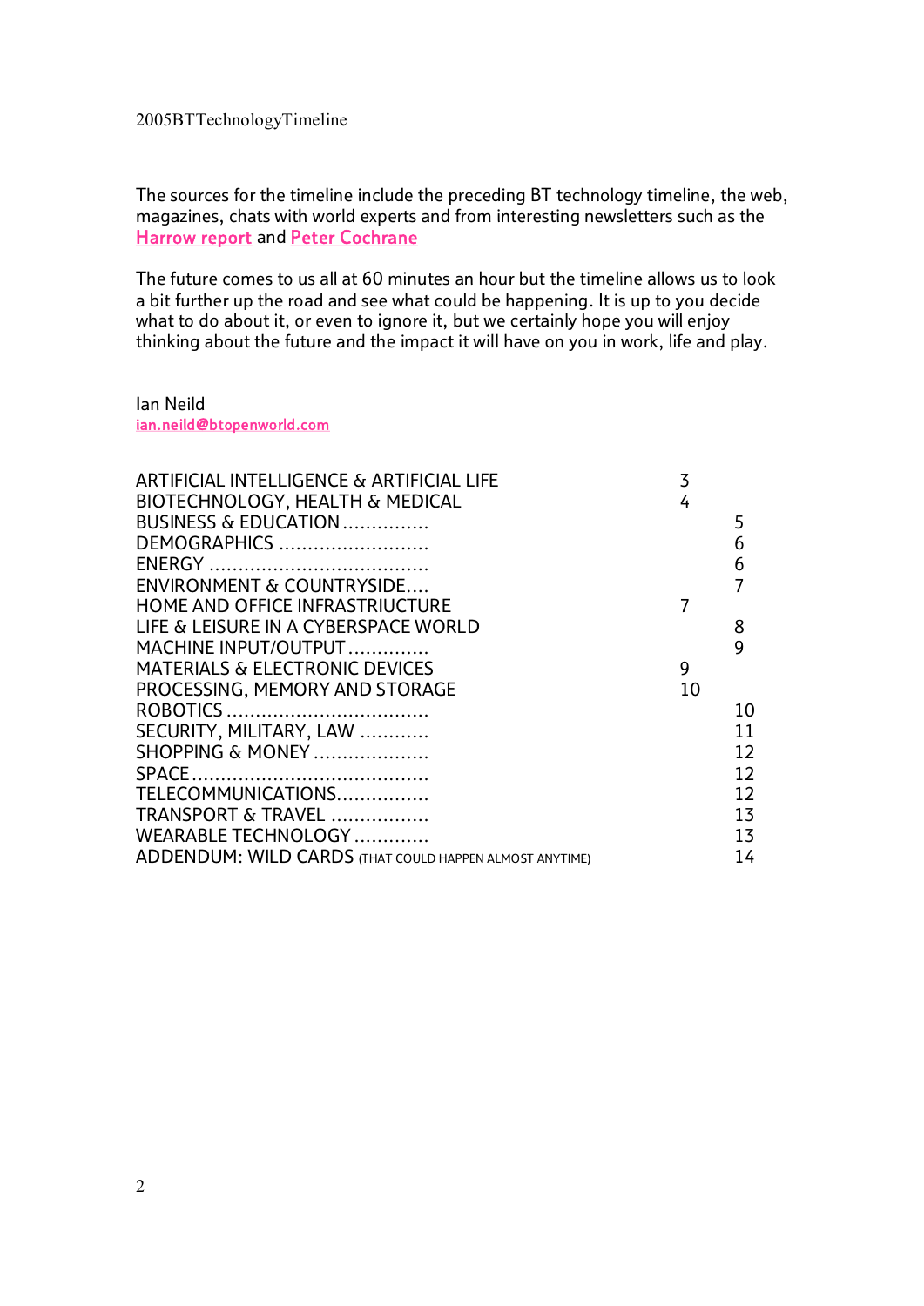2005BTTechnologyTimeline

The sources for the timeline include the preceding BT technology timeline, the web, magazines, chats with world experts and from interesting newsletters such as the Harrow report and Peter Cochrane

The future comes to us all at 60 minutes an hour but the timeline allows us to look a bit further up the road and see what could be happening. It is up to you decide what to do about it, or even to ignore it, but we certainly hope you will enjoy thinking about the future and the impact it will have on you in work, life and play.

Ian Neild
ian.neild@btopenworld.com

| | |
|---|---|
| ARTIFICIAL INTELLIGENCE & ARTIFICIAL LIFE | 3 |
| BIOTECHNOLOGY, HEALTH & MEDICAL | 4 |
| BUSINESS & EDUCATION............... | 5 |
| DEMOGRAPHICS .......................... | 6 |
| ENERGY ..................................... | 6 |
| ENVIRONMENT & COUNTRYSIDE.... | 7 |
| HOME AND OFFICE INFRASTRIUCTURE | 7 |
| LIFE & LEISURE IN A CYBERSPACE WORLD | 8 |
| MACHINE INPUT/OUTPUT............. | 9 |
| MATERIALS & ELECTRONIC DEVICES | 9 |
| PROCESSING, MEMORY AND STORAGE | 10 |
| ROBOTICS .................................. | 10 |
| SECURITY, MILITARY, LAW ............ | 11 |
| SHOPPING & MONEY .................... | 12 |
| SPACE........................................ | 12 |
| TELECOMMUNICATIONS................ | 12 |
| TRANSPORT & TRAVEL ................. | 13 |
| WEARABLE TECHNOLOGY ............. | 13 |
| ADDENDUM: WILD CARDS (THAT COULD HAPPEN ALMOST ANYTIME) | 14 |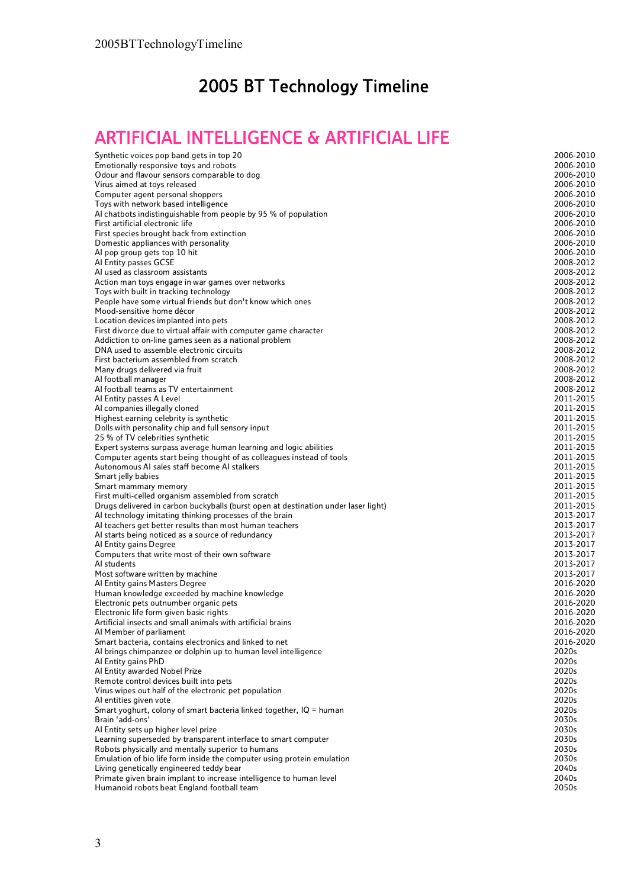# 2005 BT Technology Timeline

## ARTIFICIAL INTELLIGENCE & ARTIFICIAL LIFE

| | |
|---|---|
| Synthetic voices pop band gets in top 20 | 2006-2010 |
| Emotionally responsive toys and robots | 2006-2010 |
| Odour and flavour sensors comparable to dog | 2006-2010 |
| Virus aimed at toys released | 2006-2010 |
| Computer agent personal shoppers | 2006-2010 |
| Toys with network based intelligence | 2006-2010 |
| AI chatbots indistinguishable from people by 95 % of population | 2006-2010 |
| First artificial electronic life | 2006-2010 |
| First species brought back from extinction | 2006-2010 |
| Domestic appliances with personality | 2006-2010 |
| AI pop group gets top 10 hit | 2006-2010 |
| AI Entity passes GCSE | 2008-2012 |
| AI used as classroom assistants | 2008-2012 |
| Action man toys engage in war games over networks | 2008-2012 |
| Toys with built in tracking technology | 2008-2012 |
| People have some virtual friends but don't know which ones | 2008-2012 |
| Mood-sensitive home décor | 2008-2012 |
| Location devices implanted into pets | 2008-2012 |
| First divorce due to virtual affair with computer game character | 2008-2012 |
| Addiction to on-line games seen as a national problem | 2008-2012 |
| DNA used to assemble electronic circuits | 2008-2012 |
| First bacterium assembled from scratch | 2008-2012 |
| Many drugs delivered via fruit | 2008-2012 |
| AI football manager | 2008-2012 |
| AI football teams as TV entertainment | 2008-2012 |
| AI Entity passes A Level | 2011-2015 |
| AI companies illegally cloned | 2011-2015 |
| Highest earning celebrity is synthetic | 2011-2015 |
| Dolls with personality chip and full sensory input | 2011-2015 |
| 25 % of TV celebrities synthetic | 2011-2015 |
| Expert systems surpass average human learning and logic abilities | 2011-2015 |
| Computer agents start being thought of as colleagues instead of tools | 2011-2015 |
| Autonomous AI sales staff become AI stalkers | 2011-2015 |
| Smart jelly babies | 2011-2015 |
| Smart mammary memory | 2011-2015 |
| First multi-celled organism assembled from scratch | 2011-2015 |
| Drugs delivered in carbon buckyballs (burst open at destination under laser light) | 2011-2015 |
| AI technology imitating thinking processes of the brain | 2013-2017 |
| AI teachers get better results than most human teachers | 2013-2017 |
| AI starts being noticed as a source of redundancy | 2013-2017 |
| AI Entity gains Degree | 2013-2017 |
| Computers that write most of their own software | 2013-2017 |
| AI students | 2013-2017 |
| Most software written by machine | 2013-2017 |
| AI Entity gains Masters Degree | 2016-2020 |
| Human knowledge exceeded by machine knowledge | 2016-2020 |
| Electronic pets outnumber organic pets | 2016-2020 |
| Electronic life form given basic rights | 2016-2020 |
| Artificial insects and small animals with artificial brains | 2016-2020 |
| AI Member of parliament | 2016-2020 |
| Smart bacteria, contains electronics and linked to net | 2016-2020 |
| AI brings chimpanzee or dolphin up to human level intelligence | 2020s |
| AI Entity gains PhD | 2020s |
| AI Entity awarded Nobel Prize | 2020s |
| Remote control devices built into pets | 2020s |
| Virus wipes out half of the electronic pet population | 2020s |
| AI entities given vote | 2020s |
| Smart yoghurt, colony of smart bacteria linked together, IQ = human | 2020s |
| Brain 'add-ons' | 2030s |
| AI Entity sets up higher level prize | 2030s |
| Learning superseded by transparent interface to smart computer | 2030s |
| Robots physically and mentally superior to humans | 2030s |
| Emulation of bio life form inside the computer using protein emulation | 2030s |
| Living genetically engineered teddy bear | 2040s |
| Primate given brain implant to increase intelligence to human level | 2040s |
| Humanoid robots beat England football team | 2050s |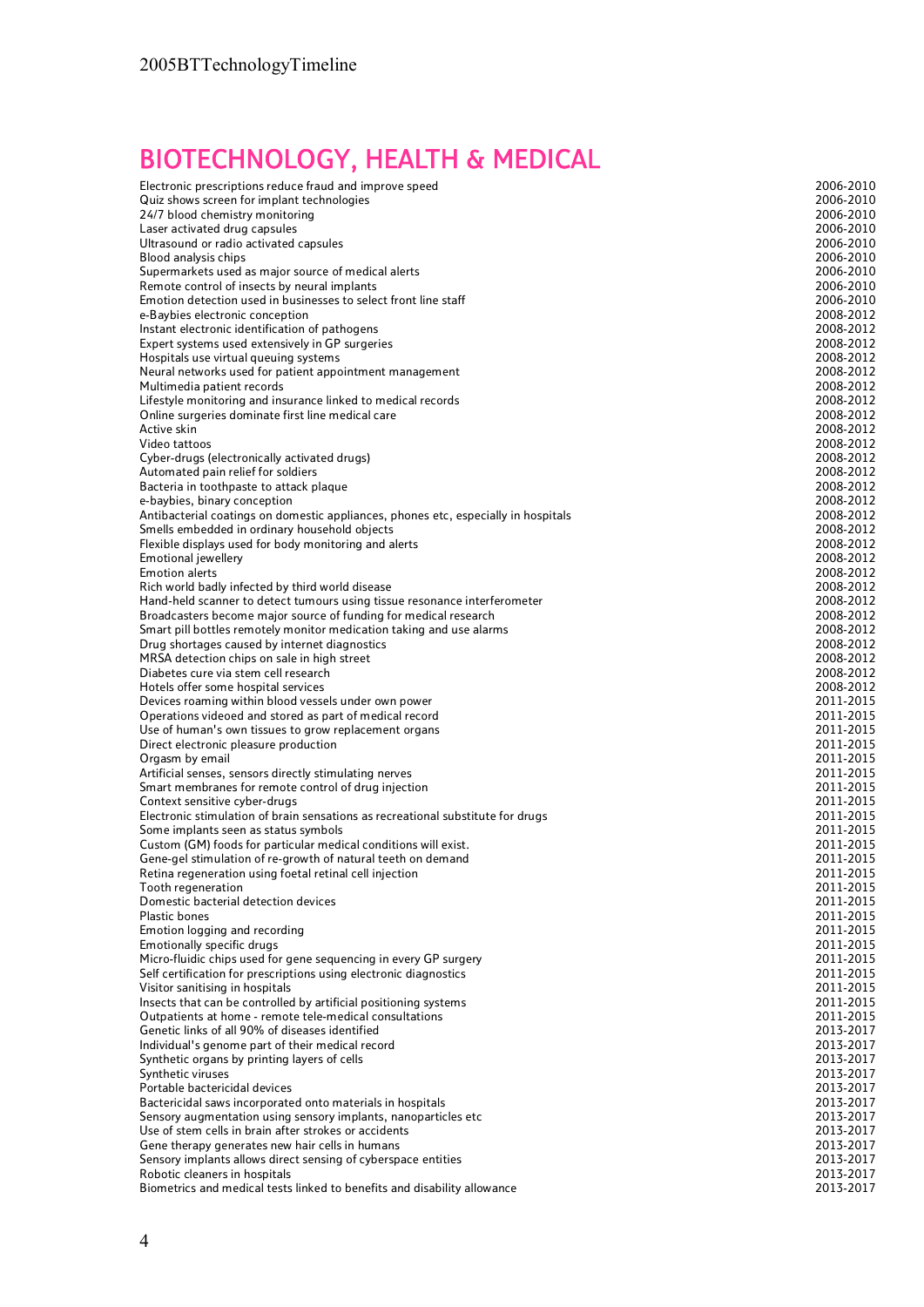# BIOTECHNOLOGY, HEALTH & MEDICAL

| | |
|---|---|
| Electronic prescriptions reduce fraud and improve speed | 2006-2010 |
| Quiz shows screen for implant technologies | 2006-2010 |
| 24/7 blood chemistry monitoring | 2006-2010 |
| Laser activated drug capsules | 2006-2010 |
| Ultrasound or radio activated capsules | 2006-2010 |
| Blood analysis chips | 2006-2010 |
| Supermarkets used as major source of medical alerts | 2006-2010 |
| Remote control of insects by neural implants | 2006-2010 |
| Emotion detection used in businesses to select front line staff | 2006-2010 |
| e-Baybies electronic conception | 2008-2012 |
| Instant electronic identification of pathogens | 2008-2012 |
| Expert systems used extensively in GP surgeries | 2008-2012 |
| Hospitals use virtual queuing systems | 2008-2012 |
| Neural networks used for patient appointment management | 2008-2012 |
| Multimedia patient records | 2008-2012 |
| Lifestyle monitoring and insurance linked to medical records | 2008-2012 |
| Online surgeries dominate first line medical care | 2008-2012 |
| Active skin | 2008-2012 |
| Video tattoos | 2008-2012 |
| Cyber-drugs (electronically activated drugs) | 2008-2012 |
| Automated pain relief for soldiers | 2008-2012 |
| Bacteria in toothpaste to attack plaque | 2008-2012 |
| e-baybies, binary conception | 2008-2012 |
| Antibacterial coatings on domestic appliances, phones etc, especially in hospitals | 2008-2012 |
| Smells embedded in ordinary household objects | 2008-2012 |
| Flexible displays used for body monitoring and alerts | 2008-2012 |
| Emotional jewellery | 2008-2012 |
| Emotion alerts | 2008-2012 |
| Rich world badly infected by third world disease | 2008-2012 |
| Hand-held scanner to detect tumours using tissue resonance interferometer | 2008-2012 |
| Broadcasters become major source of funding for medical research | 2008-2012 |
| Smart pill bottles remotely monitor medication taking and use alarms | 2008-2012 |
| Drug shortages caused by internet diagnostics | 2008-2012 |
| MRSA detection chips on sale in high street | 2008-2012 |
| Diabetes cure via stem cell research | 2008-2012 |
| Hotels offer some hospital services | 2008-2012 |
| Devices roaming within blood vessels under own power | 2011-2015 |
| Operations videoed and stored as part of medical record | 2011-2015 |
| Use of human's own tissues to grow replacement organs | 2011-2015 |
| Direct electronic pleasure production | 2011-2015 |
| Orgasm by email | 2011-2015 |
| Artificial senses, sensors directly stimulating nerves | 2011-2015 |
| Smart membranes for remote control of drug injection | 2011-2015 |
| Context sensitive cyber-drugs | 2011-2015 |
| Electronic stimulation of brain sensations as recreational substitute for drugs | 2011-2015 |
| Some implants seen as status symbols | 2011-2015 |
| Custom (GM) foods for particular medical conditions will exist. | 2011-2015 |
| Gene-gel stimulation of re-growth of natural teeth on demand | 2011-2015 |
| Retina regeneration using foetal retinal cell injection | 2011-2015 |
| Tooth regeneration | 2011-2015 |
| Domestic bacterial detection devices | 2011-2015 |
| Plastic bones | 2011-2015 |
| Emotion logging and recording | 2011-2015 |
| Emotionally specific drugs | 2011-2015 |
| Micro-fluidic chips used for gene sequencing in every GP surgery | 2011-2015 |
| Self certification for prescriptions using electronic diagnostics | 2011-2015 |
| Visitor sanitising in hospitals | 2011-2015 |
| Insects that can be controlled by artificial positioning systems | 2011-2015 |
| Outpatients at home - remote tele-medical consultations | 2011-2015 |
| Genetic links of all 90% of diseases identified | 2013-2017 |
| Individual's genome part of their medical record | 2013-2017 |
| Synthetic organs by printing layers of cells | 2013-2017 |
| Synthetic viruses | 2013-2017 |
| Portable bactericidal devices | 2013-2017 |
| Bactericidal saws incorporated onto materials in hospitals | 2013-2017 |
| Sensory augmentation using sensory implants, nanoparticles etc | 2013-2017 |
| Use of stem cells in brain after strokes or accidents | 2013-2017 |
| Gene therapy generates new hair cells in humans | 2013-2017 |
| Sensory implants allows direct sensing of cyberspace entities | 2013-2017 |
| Robotic cleaners in hospitals | 2013-2017 |
| Biometrics and medical tests linked to benefits and disability allowance | 2013-2017 |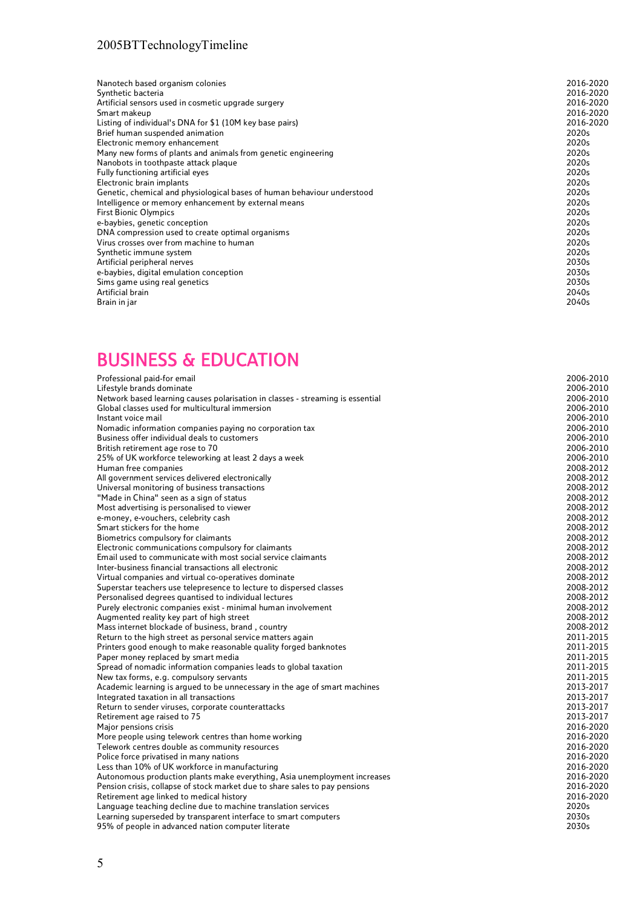| | |
|---|---|
| Nanotech based organism colonies | 2016-2020 |
| Synthetic bacteria | 2016-2020 |
| Artificial sensors used in cosmetic upgrade surgery | 2016-2020 |
| Smart makeup | 2016-2020 |
| Listing of individual's DNA for $1 (10M key base pairs) | 2016-2020 |
| Brief human suspended animation | 2020s |
| Electronic memory enhancement | 2020s |
| Many new forms of plants and animals from genetic engineering | 2020s |
| Nanobots in toothpaste attack plaque | 2020s |
| Fully functioning artificial eyes | 2020s |
| Electronic brain implants | 2020s |
| Genetic, chemical and physiological bases of human behaviour understood | 2020s |
| Intelligence or memory enhancement by external means | 2020s |
| First Bionic Olympics | 2020s |
| e-baybies, genetic conception | 2020s |
| DNA compression used to create optimal organisms | 2020s |
| Virus crosses over from machine to human | 2020s |
| Synthetic immune system | 2020s |
| Artificial peripheral nerves | 2030s |
| e-baybies, digital emulation conception | 2030s |
| Sims game using real genetics | 2030s |
| Artificial brain | 2040s |
| Brain in jar | 2040s |

# BUSINESS & EDUCATION

| | |
|---|---|
| Professional paid-for email | 2006-2010 |
| Lifestyle brands dominate | 2006-2010 |
| Network based learning causes polarisation in classes - streaming is essential | 2006-2010 |
| Global classes used for multicultural immersion | 2006-2010 |
| Instant voice mail | 2006-2010 |
| Nomadic information companies paying no corporation tax | 2006-2010 |
| Business offer individual deals to customers | 2006-2010 |
| British retirement age rose to 70 | 2006-2010 |
| 25% of UK workforce teleworking at least 2 days a week | 2006-2010 |
| Human free companies | 2008-2012 |
| All government services delivered electronically | 2008-2012 |
| Universal monitoring of business transactions | 2008-2012 |
| "Made in China" seen as a sign of status | 2008-2012 |
| Most advertising is personalised to viewer | 2008-2012 |
| e-money, e-vouchers, celebrity cash | 2008-2012 |
| Smart stickers for the home | 2008-2012 |
| Biometrics compulsory for claimants | 2008-2012 |
| Electronic communications compulsory for claimants | 2008-2012 |
| Email used to communicate with most social service claimants | 2008-2012 |
| Inter-business financial transactions all electronic | 2008-2012 |
| Virtual companies and virtual co-operatives dominate | 2008-2012 |
| Superstar teachers use telepresence to lecture to dispersed classes | 2008-2012 |
| Personalised degrees quantised to individual lectures | 2008-2012 |
| Purely electronic companies exist - minimal human involvement | 2008-2012 |
| Augmented reality key part of high street | 2008-2012 |
| Mass internet blockade of business, brand , country | 2008-2012 |
| Return to the high street as personal service matters again | 2011-2015 |
| Printers good enough to make reasonable quality forged banknotes | 2011-2015 |
| Paper money replaced by smart media | 2011-2015 |
| Spread of nomadic information companies leads to global taxation | 2011-2015 |
| New tax forms, e.g. compulsory servants | 2011-2015 |
| Academic learning is argued to be unnecessary in the age of smart machines | 2013-2017 |
| Integrated taxation in all transactions | 2013-2017 |
| Return to sender viruses, corporate counterattacks | 2013-2017 |
| Retirement age raised to 75 | 2013-2017 |
| Major pensions crisis | 2016-2020 |
| More people using telework centres than home working | 2016-2020 |
| Telework centres double as community resources | 2016-2020 |
| Police force privatised in many nations | 2016-2020 |
| Less than 10% of UK workforce in manufacturing | 2016-2020 |
| Autonomous production plants make everything, Asia unemployment increases | 2016-2020 |
| Pension crisis, collapse of stock market due to share sales to pay pensions | 2016-2020 |
| Retirement age linked to medical history | 2016-2020 |
| Language teaching decline due to machine translation services | 2020s |
| Learning superseded by transparent interface to smart computers | 2030s |
| 95% of people in advanced nation computer literate | 2030s |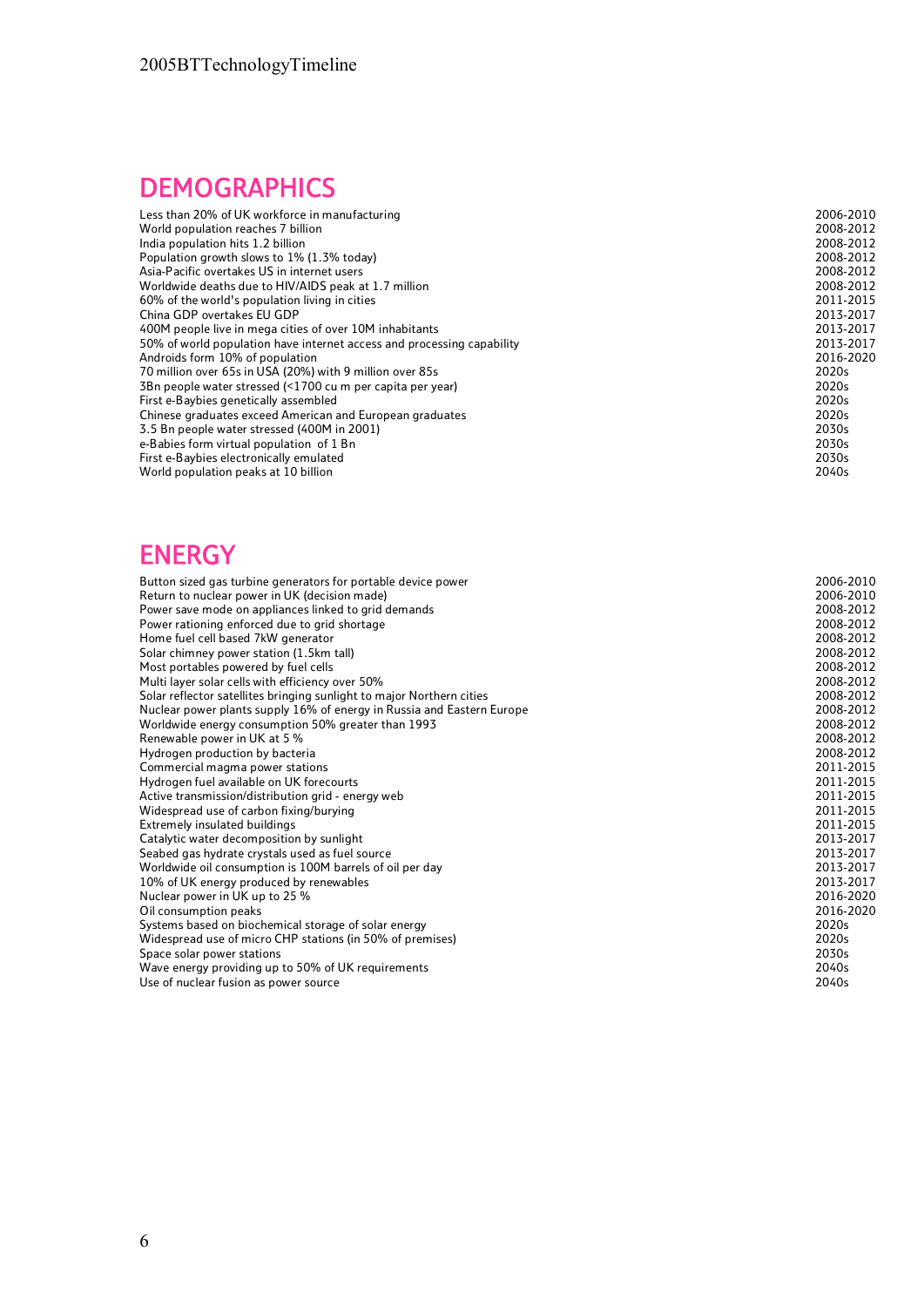## DEMOGRAPHICS

| | |
|---|---|
| Less than 20% of UK workforce in manufacturing | 2006-2010 |
| World population reaches 7 billion | 2008-2012 |
| India population hits 1.2 billion | 2008-2012 |
| Population growth slows to 1% (1.3% today) | 2008-2012 |
| Asia-Pacific overtakes US in internet users | 2008-2012 |
| Worldwide deaths due to HIV/AIDS peak at 1.7 million | 2008-2012 |
| 60% of the world's population living in cities | 2011-2015 |
| China GDP overtakes EU GDP | 2013-2017 |
| 400M people live in mega cities of over 10M inhabitants | 2013-2017 |
| 50% of world population have internet access and processing capability | 2013-2017 |
| Androids form 10% of population | 2016-2020 |
| 70 million over 65s in USA (20%) with 9 million over 85s | 2020s |
| 3Bn people water stressed (<1700 cu m per capita per year) | 2020s |
| First e-Baybies genetically assembled | 2020s |
| Chinese graduates exceed American and European graduates | 2020s |
| 3.5 Bn people water stressed (400M in 2001) | 2030s |
| e-Babies form virtual population of 1 Bn | 2030s |
| First e-Baybies electronically emulated | 2030s |
| World population peaks at 10 billion | 2040s |

## ENERGY

| | |
|---|---|
| Button sized gas turbine generators for portable device power | 2006-2010 |
| Return to nuclear power in UK (decision made) | 2006-2010 |
| Power save mode on appliances linked to grid demands | 2008-2012 |
| Power rationing enforced due to grid shortage | 2008-2012 |
| Home fuel cell based 7kW generator | 2008-2012 |
| Solar chimney power station (1.5km tall) | 2008-2012 |
| Most portables powered by fuel cells | 2008-2012 |
| Multi layer solar cells with efficiency over 50% | 2008-2012 |
| Solar reflector satellites bringing sunlight to major Northern cities | 2008-2012 |
| Nuclear power plants supply 16% of energy in Russia and Eastern Europe | 2008-2012 |
| Worldwide energy consumption 50% greater than 1993 | 2008-2012 |
| Renewable power in UK at 5 % | 2008-2012 |
| Hydrogen production by bacteria | 2008-2012 |
| Commercial magma power stations | 2011-2015 |
| Hydrogen fuel available on UK forecourts | 2011-2015 |
| Active transmission/distribution grid - energy web | 2011-2015 |
| Widespread use of carbon fixing/burying | 2011-2015 |
| Extremely insulated buildings | 2011-2015 |
| Catalytic water decomposition by sunlight | 2013-2017 |
| Seabed gas hydrate crystals used as fuel source | 2013-2017 |
| Worldwide oil consumption is 100M barrels of oil per day | 2013-2017 |
| 10% of UK energy produced by renewables | 2013-2017 |
| Nuclear power in UK up to 25 % | 2016-2020 |
| Oil consumption peaks | 2016-2020 |
| Systems based on biochemical storage of solar energy | 2020s |
| Widespread use of micro CHP stations (in 50% of premises) | 2020s |
| Space solar power stations | 2030s |
| Wave energy providing up to 50% of UK requirements | 2040s |
| Use of nuclear fusion as power source | 2040s |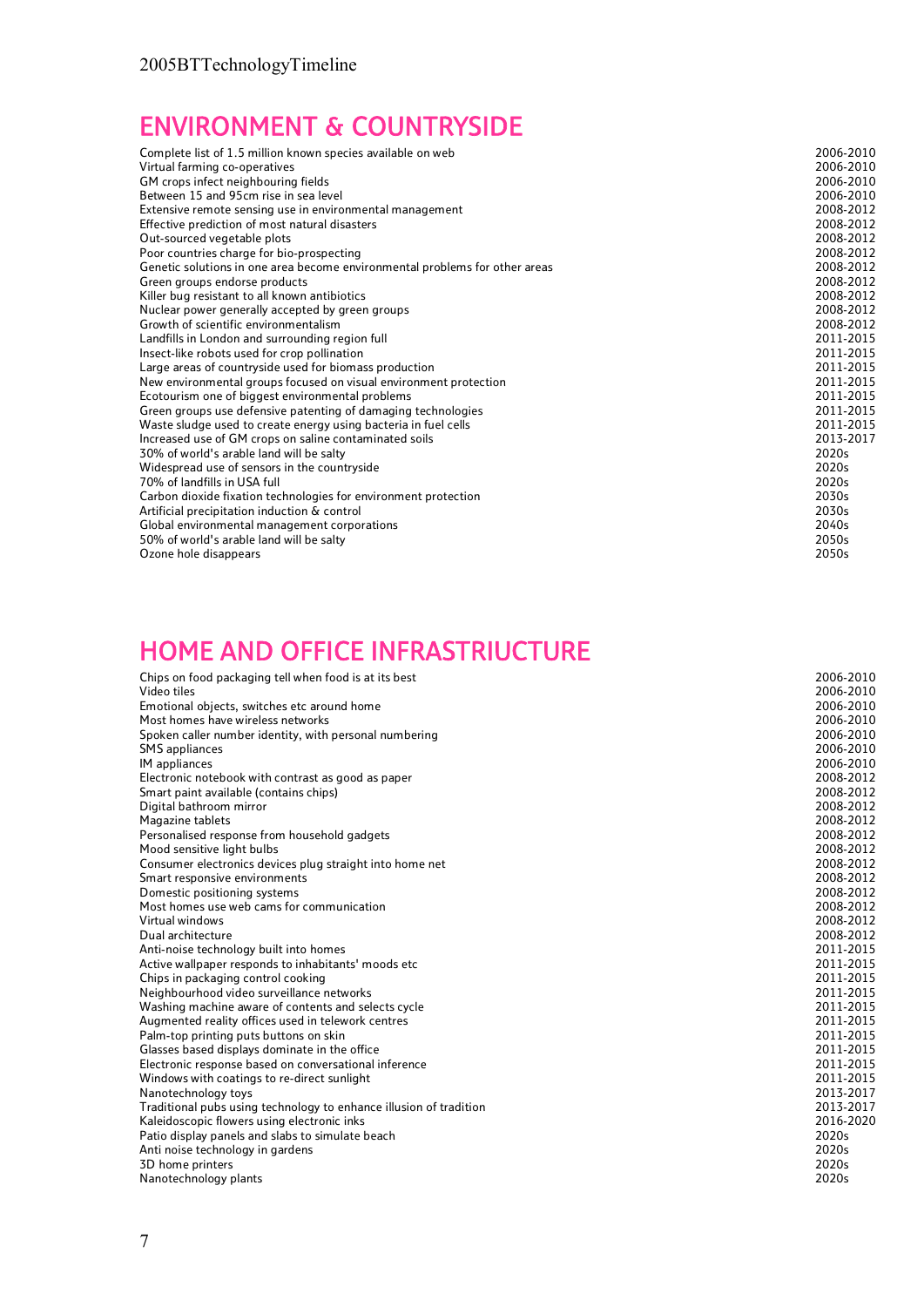## ENVIRONMENT & COUNTRYSIDE

| | |
|---|---|
| Complete list of 1.5 million known species available on web | 2006-2010 |
| Virtual farming co-operatives | 2006-2010 |
| GM crops infect neighbouring fields | 2006-2010 |
| Between 15 and 95cm rise in sea level | 2006-2010 |
| Extensive remote sensing use in environmental management | 2008-2012 |
| Effective prediction of most natural disasters | 2008-2012 |
| Out-sourced vegetable plots | 2008-2012 |
| Poor countries charge for bio-prospecting | 2008-2012 |
| Genetic solutions in one area become environmental problems for other areas | 2008-2012 |
| Green groups endorse products | 2008-2012 |
| Killer bug resistant to all known antibiotics | 2008-2012 |
| Nuclear power generally accepted by green groups | 2008-2012 |
| Growth of scientific environmentalism | 2008-2012 |
| Landfills in London and surrounding region full | 2011-2015 |
| Insect-like robots used for crop pollination | 2011-2015 |
| Large areas of countryside used for biomass production | 2011-2015 |
| New environmental groups focused on visual environment protection | 2011-2015 |
| Ecotourism one of biggest environmental problems | 2011-2015 |
| Green groups use defensive patenting of damaging technologies | 2011-2015 |
| Waste sludge used to create energy using bacteria in fuel cells | 2011-2015 |
| Increased use of GM crops on saline contaminated soils | 2013-2017 |
| 30% of world's arable land will be salty | 2020s |
| Widespread use of sensors in the countryside | 2020s |
| 70% of landfills in USA full | 2020s |
| Carbon dioxide fixation technologies for environment protection | 2030s |
| Artificial precipitation induction & control | 2030s |
| Global environmental management corporations | 2040s |
| 50% of world's arable land will be salty | 2050s |
| Ozone hole disappears | 2050s |

## HOME AND OFFICE INFRASTRIUCTURE

| | |
|---|---|
| Chips on food packaging tell when food is at its best | 2006-2010 |
| Video tiles | 2006-2010 |
| Emotional objects, switches etc around home | 2006-2010 |
| Most homes have wireless networks | 2006-2010 |
| Spoken caller number identity, with personal numbering | 2006-2010 |
| SMS appliances | 2006-2010 |
| IM appliances | 2006-2010 |
| Electronic notebook with contrast as good as paper | 2008-2012 |
| Smart paint available (contains chips) | 2008-2012 |
| Digital bathroom mirror | 2008-2012 |
| Magazine tablets | 2008-2012 |
| Personalised response from household gadgets | 2008-2012 |
| Mood sensitive light bulbs | 2008-2012 |
| Consumer electronics devices plug straight into home net | 2008-2012 |
| Smart responsive environments | 2008-2012 |
| Domestic positioning systems | 2008-2012 |
| Most homes use web cams for communication | 2008-2012 |
| Virtual windows | 2008-2012 |
| Dual architecture | 2008-2012 |
| Anti-noise technology built into homes | 2011-2015 |
| Active wallpaper responds to inhabitants' moods etc | 2011-2015 |
| Chips in packaging control cooking | 2011-2015 |
| Neighbourhood video surveillance networks | 2011-2015 |
| Washing machine aware of contents and selects cycle | 2011-2015 |
| Augmented reality offices used in telework centres | 2011-2015 |
| Palm-top printing puts buttons on skin | 2011-2015 |
| Glasses based displays dominate in the office | 2011-2015 |
| Electronic response based on conversational inference | 2011-2015 |
| Windows with coatings to re-direct sunlight | 2011-2015 |
| Nanotechnology toys | 2013-2017 |
| Traditional pubs using technology to enhance illusion of tradition | 2013-2017 |
| Kaleidoscopic flowers using electronic inks | 2016-2020 |
| Patio display panels and slabs to simulate beach | 2020s |
| Anti noise technology in gardens | 2020s |
| 3D home printers | 2020s |
| Nanotechnology plants | 2020s |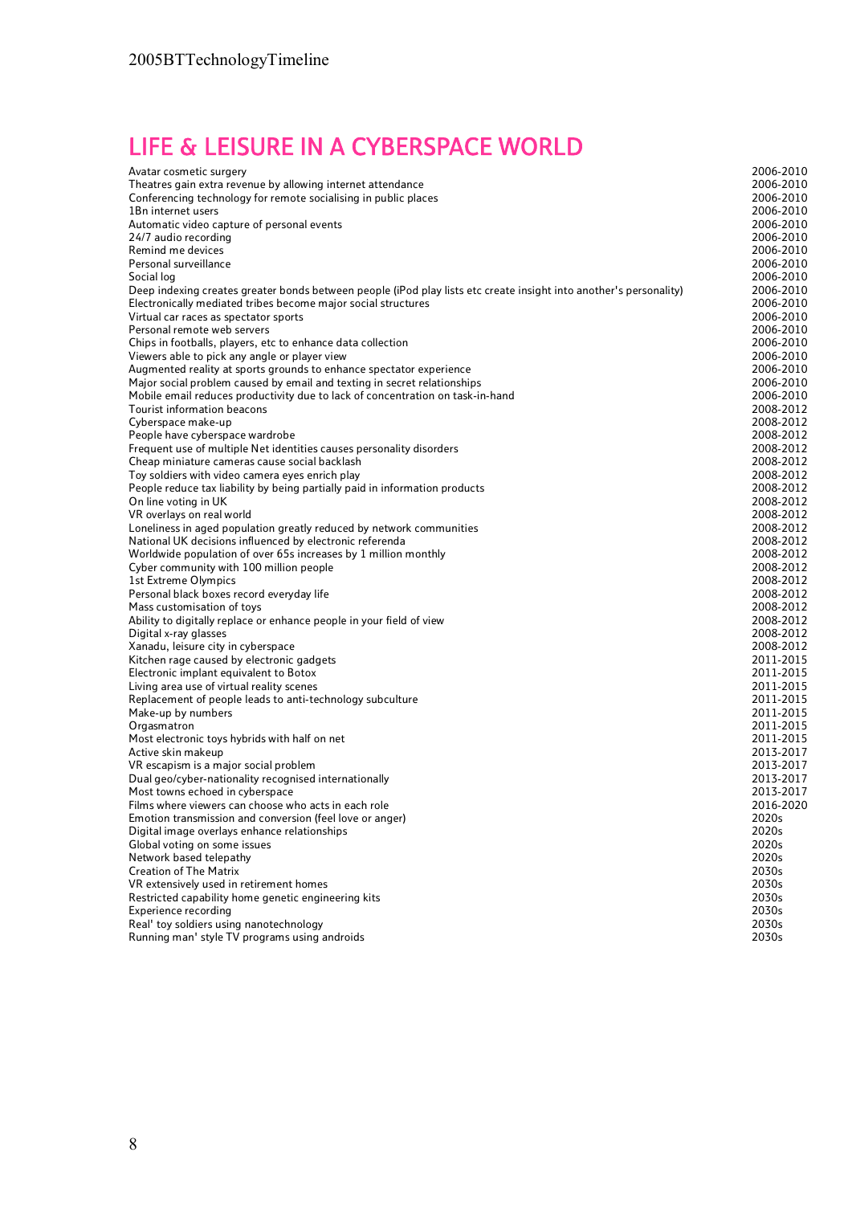# LIFE & LEISURE IN A CYBERSPACE WORLD

| | |
|---|---|
| Avatar cosmetic surgery | 2006-2010 |
| Theatres gain extra revenue by allowing internet attendance | 2006-2010 |
| Conferencing technology for remote socialising in public places | 2006-2010 |
| 1Bn internet users | 2006-2010 |
| Automatic video capture of personal events | 2006-2010 |
| 24/7 audio recording | 2006-2010 |
| Remind me devices | 2006-2010 |
| Personal surveillance | 2006-2010 |
| Social log | 2006-2010 |
| Deep indexing creates greater bonds between people (iPod play lists etc create insight into another's personality) | 2006-2010 |
| Electronically mediated tribes become major social structures | 2006-2010 |
| Virtual car races as spectator sports | 2006-2010 |
| Personal remote web servers | 2006-2010 |
| Chips in footballs, players, etc to enhance data collection | 2006-2010 |
| Viewers able to pick any angle or player view | 2006-2010 |
| Augmented reality at sports grounds to enhance spectator experience | 2006-2010 |
| Major social problem caused by email and texting in secret relationships | 2006-2010 |
| Mobile email reduces productivity due to lack of concentration on task-in-hand | 2006-2010 |
| Tourist information beacons | 2008-2012 |
| Cyberspace make-up | 2008-2012 |
| People have cyberspace wardrobe | 2008-2012 |
| Frequent use of multiple Net identities causes personality disorders | 2008-2012 |
| Cheap miniature cameras cause social backlash | 2008-2012 |
| Toy soldiers with video camera eyes enrich play | 2008-2012 |
| People reduce tax liability by being partially paid in information products | 2008-2012 |
| On line voting in UK | 2008-2012 |
| VR overlays on real world | 2008-2012 |
| Loneliness in aged population greatly reduced by network communities | 2008-2012 |
| National UK decisions influenced by electronic referenda | 2008-2012 |
| Worldwide population of over 65s increases by 1 million monthly | 2008-2012 |
| Cyber community with 100 million people | 2008-2012 |
| 1st Extreme Olympics | 2008-2012 |
| Personal black boxes record everyday life | 2008-2012 |
| Mass customisation of toys | 2008-2012 |
| Ability to digitally replace or enhance people in your field of view | 2008-2012 |
| Digital x-ray glasses | 2008-2012 |
| Xanadu, leisure city in cyberspace | 2008-2012 |
| Kitchen rage caused by electronic gadgets | 2011-2015 |
| Electronic implant equivalent to Botox | 2011-2015 |
| Living area use of virtual reality scenes | 2011-2015 |
| Replacement of people leads to anti-technology subculture | 2011-2015 |
| Make-up by numbers | 2011-2015 |
| Orgasmatron | 2011-2015 |
| Most electronic toys hybrids with half on net | 2011-2015 |
| Active skin makeup | 2013-2017 |
| VR escapism is a major social problem | 2013-2017 |
| Dual geo/cyber-nationality recognised internationally | 2013-2017 |
| Most towns echoed in cyberspace | 2013-2017 |
| Films where viewers can choose who acts in each role | 2016-2020 |
| Emotion transmission and conversion (feel love or anger) | 2020s |
| Digital image overlays enhance relationships | 2020s |
| Global voting on some issues | 2020s |
| Network based telepathy | 2020s |
| Creation of The Matrix | 2030s |
| VR extensively used in retirement homes | 2030s |
| Restricted capability home genetic engineering kits | 2030s |
| Experience recording | 2030s |
| Real' toy soldiers using nanotechnology | 2030s |
| Running man' style TV programs using androids | 2030s |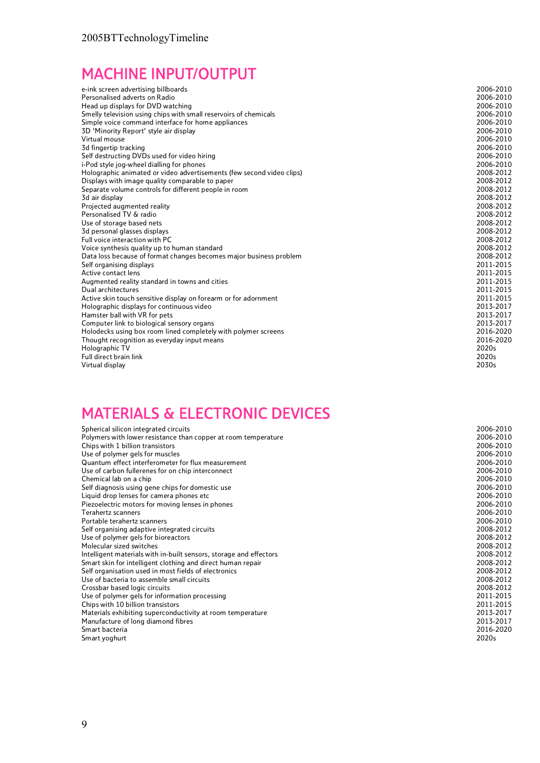# MACHINE INPUT/OUTPUT

| | |
|---|---|
| e-ink screen advertising billboards | 2006-2010 |
| Personalised adverts on Radio | 2006-2010 |
| Head up displays for DVD watching | 2006-2010 |
| Smelly television using chips with small reservoirs of chemicals | 2006-2010 |
| Simple voice command interface for home appliances | 2006-2010 |
| 3D 'Minority Report' style air display | 2006-2010 |
| Virtual mouse | 2006-2010 |
| 3d fingertip tracking | 2006-2010 |
| Self destructing DVDs used for video hiring | 2006-2010 |
| i-Pod style jog-wheel dialling for phones | 2006-2010 |
| Holographic animated or video advertisements (few second video clips) | 2008-2012 |
| Displays with image quality comparable to paper | 2008-2012 |
| Separate volume controls for different people in room | 2008-2012 |
| 3d air display | 2008-2012 |
| Projected augmented reality | 2008-2012 |
| Personalised TV & radio | 2008-2012 |
| Use of storage based nets | 2008-2012 |
| 3d personal glasses displays | 2008-2012 |
| Full voice interaction with PC | 2008-2012 |
| Voice synthesis quality up to human standard | 2008-2012 |
| Data loss because of format changes becomes major business problem | 2008-2012 |
| Self organising displays | 2011-2015 |
| Active contact lens | 2011-2015 |
| Augmented reality standard in towns and cities | 2011-2015 |
| Dual architectures | 2011-2015 |
| Active skin touch sensitive display on forearm or for adornment | 2011-2015 |
| Holographic displays for continuous video | 2013-2017 |
| Hamster ball with VR for pets | 2013-2017 |
| Computer link to biological sensory organs | 2013-2017 |
| Holodecks using box room lined completely with polymer screens | 2016-2020 |
| Thought recognition as everyday input means | 2016-2020 |
| Holographic TV | 2020s |
| Full direct brain link | 2020s |
| Virtual display | 2030s |

# MATERIALS & ELECTRONIC DEVICES

| | |
|---|---|
| Spherical silicon integrated circuits | 2006-2010 |
| Polymers with lower resistance than copper at room temperature | 2006-2010 |
| Chips with 1 billion transistors | 2006-2010 |
| Use of polymer gels for muscles | 2006-2010 |
| Quantum effect interferometer for flux measurement | 2006-2010 |
| Use of carbon fullerenes for on chip interconnect | 2006-2010 |
| Chemical lab on a chip | 2006-2010 |
| Self diagnosis using gene chips for domestic use | 2006-2010 |
| Liquid drop lenses for camera phones etc | 2006-2010 |
| Piezoelectric motors for moving lenses in phones | 2006-2010 |
| Terahertz scanners | 2006-2010 |
| Portable terahertz scanners | 2006-2010 |
| Self organising adaptive integrated circuits | 2008-2012 |
| Use of polymer gels for bioreactors | 2008-2012 |
| Molecular sized switches | 2008-2012 |
| Intelligent materials with in-built sensors, storage and effectors | 2008-2012 |
| Smart skin for intelligent clothing and direct human repair | 2008-2012 |
| Self organisation used in most fields of electronics | 2008-2012 |
| Use of bacteria to assemble small circuits | 2008-2012 |
| Crossbar based logic circuits | 2008-2012 |
| Use of polymer gels for information processing | 2011-2015 |
| Chips with 10 billion transistors | 2011-2015 |
| Materials exhibiting superconductivity at room temperature | 2013-2017 |
| Manufacture of long diamond fibres | 2013-2017 |
| Smart bacteria | 2016-2020 |
| Smart yoghurt | 2020s |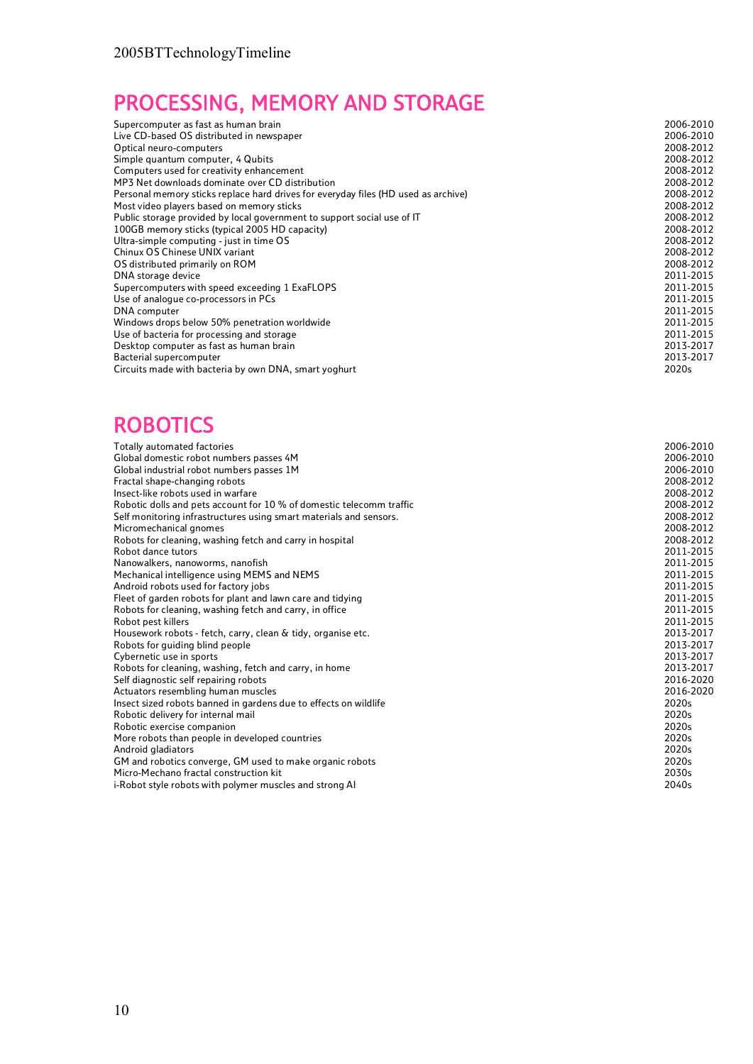## PROCESSING, MEMORY AND STORAGE

| | |
|---|---|
| Supercomputer as fast as human brain | 2006-2010 |
| Live CD-based OS distributed in newspaper | 2006-2010 |
| Optical neuro-computers | 2008-2012 |
| Simple quantum computer, 4 Qubits | 2008-2012 |
| Computers used for creativity enhancement | 2008-2012 |
| MP3 Net downloads dominate over CD distribution | 2008-2012 |
| Personal memory sticks replace hard drives for everyday files (HD used as archive) | 2008-2012 |
| Most video players based on memory sticks | 2008-2012 |
| Public storage provided by local government to support social use of IT | 2008-2012 |
| 100GB memory sticks (typical 2005 HD capacity) | 2008-2012 |
| Ultra-simple computing - just in time OS | 2008-2012 |
| Chinux OS Chinese UNIX variant | 2008-2012 |
| OS distributed primarily on ROM | 2008-2012 |
| DNA storage device | 2011-2015 |
| Supercomputers with speed exceeding 1 ExaFLOPS | 2011-2015 |
| Use of analogue co-processors in PCs | 2011-2015 |
| DNA computer | 2011-2015 |
| Windows drops below 50% penetration worldwide | 2011-2015 |
| Use of bacteria for processing and storage | 2011-2015 |
| Desktop computer as fast as human brain | 2013-2017 |
| Bacterial supercomputer | 2013-2017 |
| Circuits made with bacteria by own DNA, smart yoghurt | 2020s |

## ROBOTICS

| | |
|---|---|
| Totally automated factories | 2006-2010 |
| Global domestic robot numbers passes 4M | 2006-2010 |
| Global industrial robot numbers passes 1M | 2006-2010 |
| Fractal shape-changing robots | 2008-2012 |
| Insect-like robots used in warfare | 2008-2012 |
| Robotic dolls and pets account for 10 % of domestic telecomm traffic | 2008-2012 |
| Self monitoring infrastructures using smart materials and sensors. | 2008-2012 |
| Micromechanical gnomes | 2008-2012 |
| Robots for cleaning, washing fetch and carry in hospital | 2008-2012 |
| Robot dance tutors | 2011-2015 |
| Nanowalkers, nanoworms, nanofish | 2011-2015 |
| Mechanical intelligence using MEMS and NEMS | 2011-2015 |
| Android robots used for factory jobs | 2011-2015 |
| Fleet of garden robots for plant and lawn care and tidying | 2011-2015 |
| Robots for cleaning, washing fetch and carry, in office | 2011-2015 |
| Robot pest killers | 2011-2015 |
| Housework robots - fetch, carry, clean & tidy, organise etc. | 2013-2017 |
| Robots for guiding blind people | 2013-2017 |
| Cybernetic use in sports | 2013-2017 |
| Robots for cleaning, washing, fetch and carry, in home | 2013-2017 |
| Self diagnostic self repairing robots | 2016-2020 |
| Actuators resembling human muscles | 2016-2020 |
| Insect sized robots banned in gardens due to effects on wildlife | 2020s |
| Robotic delivery for internal mail | 2020s |
| Robotic exercise companion | 2020s |
| More robots than people in developed countries | 2020s |
| Android gladiators | 2020s |
| GM and robotics converge, GM used to make organic robots | 2020s |
| Micro-Mechano fractal construction kit | 2030s |
| i-Robot style robots with polymer muscles and strong AI | 2040s |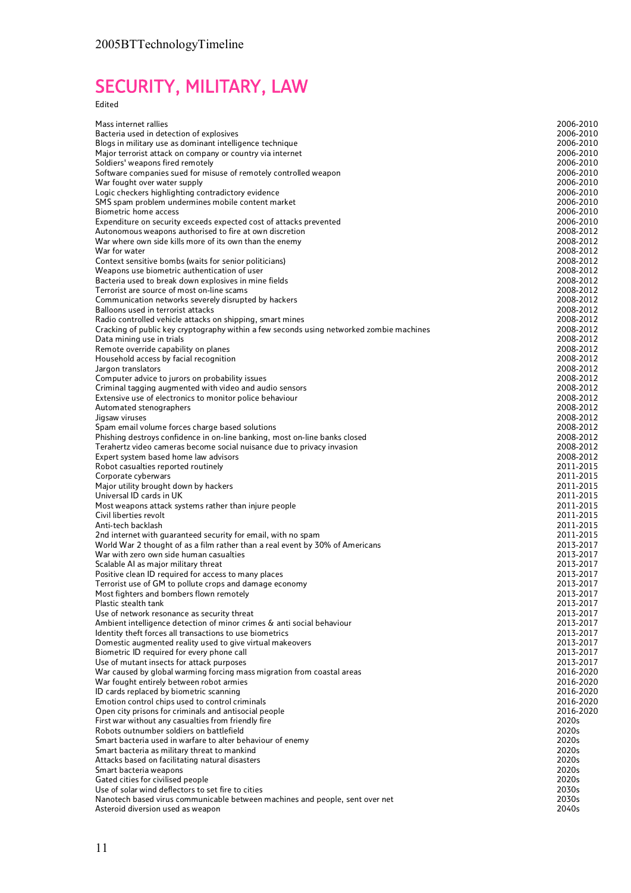# SECURITY, MILITARY, LAW

Edited

| | |
|---|---|
| Mass internet rallies | 2006-2010 |
| Bacteria used in detection of explosives | 2006-2010 |
| Blogs in military use as dominant intelligence technique | 2006-2010 |
| Major terrorist attack on company or country via internet | 2006-2010 |
| Soldiers' weapons fired remotely | 2006-2010 |
| Software companies sued for misuse of remotely controlled weapon | 2006-2010 |
| War fought over water supply | 2006-2010 |
| Logic checkers highlighting contradictory evidence | 2006-2010 |
| SMS spam problem undermines mobile content market | 2006-2010 |
| Biometric home access | 2006-2010 |
| Expenditure on security exceeds expected cost of attacks prevented | 2006-2010 |
| Autonomous weapons authorised to fire at own discretion | 2008-2012 |
| War where own side kills more of its own than the enemy | 2008-2012 |
| War for water | 2008-2012 |
| Context sensitive bombs (waits for senior politicians) | 2008-2012 |
| Weapons use biometric authentication of user | 2008-2012 |
| Bacteria used to break down explosives in mine fields | 2008-2012 |
| Terrorist are source of most on-line scams | 2008-2012 |
| Communication networks severely disrupted by hackers | 2008-2012 |
| Balloons used in terrorist attacks | 2008-2012 |
| Radio controlled vehicle attacks on shipping, smart mines | 2008-2012 |
| Cracking of public key cryptography within a few seconds using networked zombie machines | 2008-2012 |
| Data mining use in trials | 2008-2012 |
| Remote override capability on planes | 2008-2012 |
| Household access by facial recognition | 2008-2012 |
| Jargon translators | 2008-2012 |
| Computer advice to jurors on probability issues | 2008-2012 |
| Criminal tagging augmented with video and audio sensors | 2008-2012 |
| Extensive use of electronics to monitor police behaviour | 2008-2012 |
| Automated stenographers | 2008-2012 |
| Jigsaw viruses | 2008-2012 |
| Spam email volume forces charge based solutions | 2008-2012 |
| Phishing destroys confidence in on-line banking, most on-line banks closed | 2008-2012 |
| Terahertz video cameras become social nuisance due to privacy invasion | 2008-2012 |
| Expert system based home law advisors | 2008-2012 |
| Robot casualties reported routinely | 2011-2015 |
| Corporate cyberwars | 2011-2015 |
| Major utility brought down by hackers | 2011-2015 |
| Universal ID cards in UK | 2011-2015 |
| Most weapons attack systems rather than injure people | 2011-2015 |
| Civil liberties revolt | 2011-2015 |
| Anti-tech backlash | 2011-2015 |
| 2nd internet with guaranteed security for email, with no spam | 2011-2015 |
| World War 2 thought of as a film rather than a real event by 30% of Americans | 2013-2017 |
| War with zero own side human casualties | 2013-2017 |
| Scalable AI as major military threat | 2013-2017 |
| Positive clean ID required for access to many places | 2013-2017 |
| Terrorist use of GM to pollute crops and damage economy | 2013-2017 |
| Most fighters and bombers flown remotely | 2013-2017 |
| Plastic stealth tank | 2013-2017 |
| Use of network resonance as security threat | 2013-2017 |
| Ambient intelligence detection of minor crimes & anti social behaviour | 2013-2017 |
| Identity theft forces all transactions to use biometrics | 2013-2017 |
| Domestic augmented reality used to give virtual makeovers | 2013-2017 |
| Biometric ID required for every phone call | 2013-2017 |
| Use of mutant insects for attack purposes | 2013-2017 |
| War caused by global warming forcing mass migration from coastal areas | 2016-2020 |
| War fought entirely between robot armies | 2016-2020 |
| ID cards replaced by biometric scanning | 2016-2020 |
| Emotion control chips used to control criminals | 2016-2020 |
| Open city prisons for criminals and antisocial people | 2016-2020 |
| First war without any casualties from friendly fire | 2020s |
| Robots outnumber soldiers on battlefield | 2020s |
| Smart bacteria used in warfare to alter behaviour of enemy | 2020s |
| Smart bacteria as military threat to mankind | 2020s |
| Attacks based on facilitating natural disasters | 2020s |
| Smart bacteria weapons | 2020s |
| Gated cities for civilised people | 2020s |
| Use of solar wind deflectors to set fire to cities | 2030s |
| Nanotech based virus communicable between machines and people, sent over net | 2030s |
| Asteroid diversion used as weapon | 2040s |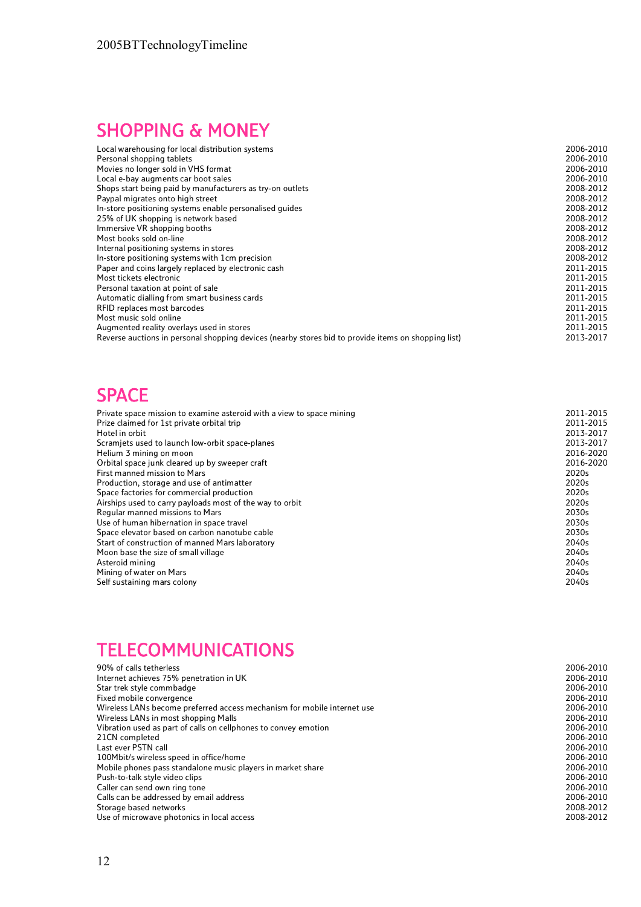## SHOPPING & MONEY

| | |
|---|---|
| Local warehousing for local distribution systems | 2006-2010 |
| Personal shopping tablets | 2006-2010 |
| Movies no longer sold in VHS format | 2006-2010 |
| Local e-bay augments car boot sales | 2006-2010 |
| Shops start being paid by manufacturers as try-on outlets | 2008-2012 |
| Paypal migrates onto high street | 2008-2012 |
| In-store positioning systems enable personalised guides | 2008-2012 |
| 25% of UK shopping is network based | 2008-2012 |
| Immersive VR shopping booths | 2008-2012 |
| Most books sold on-line | 2008-2012 |
| Internal positioning systems in stores | 2008-2012 |
| In-store positioning systems with 1cm precision | 2008-2012 |
| Paper and coins largely replaced by electronic cash | 2011-2015 |
| Most tickets electronic | 2011-2015 |
| Personal taxation at point of sale | 2011-2015 |
| Automatic dialling from smart business cards | 2011-2015 |
| RFID replaces most barcodes | 2011-2015 |
| Most music sold online | 2011-2015 |
| Augmented reality overlays used in stores | 2011-2015 |
| Reverse auctions in personal shopping devices (nearby stores bid to provide items on shopping list) | 2013-2017 |

## SPACE

| | |
|---|---|
| Private space mission to examine asteroid with a view to space mining | 2011-2015 |
| Prize claimed for 1st private orbital trip | 2011-2015 |
| Hotel in orbit | 2013-2017 |
| Scramjets used to launch low-orbit space-planes | 2013-2017 |
| Helium 3 mining on moon | 2016-2020 |
| Orbital space junk cleared up by sweeper craft | 2016-2020 |
| First manned mission to Mars | 2020s |
| Production, storage and use of antimatter | 2020s |
| Space factories for commercial production | 2020s |
| Airships used to carry payloads most of the way to orbit | 2020s |
| Regular manned missions to Mars | 2030s |
| Use of human hibernation in space travel | 2030s |
| Space elevator based on carbon nanotube cable | 2030s |
| Start of construction of manned Mars laboratory | 2040s |
| Moon base the size of small village | 2040s |
| Asteroid mining | 2040s |
| Mining of water on Mars | 2040s |
| Self sustaining mars colony | 2040s |

## TELECOMMUNICATIONS

| | |
|---|---|
| 90% of calls tetherless | 2006-2010 |
| Internet achieves 75% penetration in UK | 2006-2010 |
| Star trek style commbadge | 2006-2010 |
| Fixed mobile convergence | 2006-2010 |
| Wireless LANs become preferred access mechanism for mobile internet use | 2006-2010 |
| Wireless LANs in most shopping Malls | 2006-2010 |
| Vibration used as part of calls on cellphones to convey emotion | 2006-2010 |
| 21CN completed | 2006-2010 |
| Last ever PSTN call | 2006-2010 |
| 100Mbit/s wireless speed in office/home | 2006-2010 |
| Mobile phones pass standalone music players in market share | 2006-2010 |
| Push-to-talk style video clips | 2006-2010 |
| Caller can send own ring tone | 2006-2010 |
| Calls can be addressed by email address | 2006-2010 |
| Storage based networks | 2008-2012 |
| Use of microwave photonics in local access | 2008-2012 |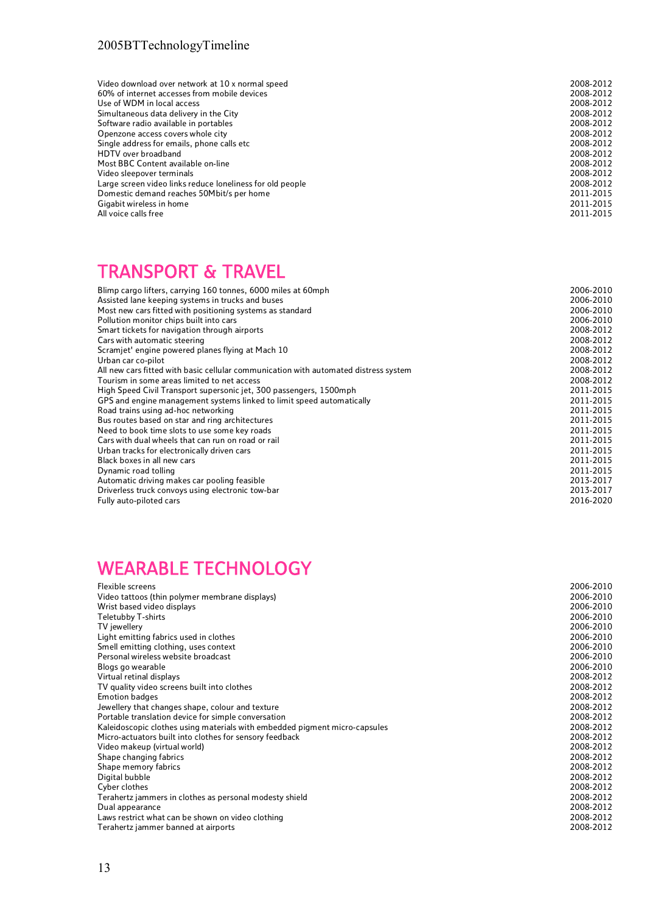| | |
|---|---|
| Video download over network at 10 x normal speed | 2008-2012 |
| 60% of internet accesses from mobile devices | 2008-2012 |
| Use of WDM in local access | 2008-2012 |
| Simultaneous data delivery in the City | 2008-2012 |
| Software radio available in portables | 2008-2012 |
| Openzone access covers whole city | 2008-2012 |
| Single address for emails, phone calls etc | 2008-2012 |
| HDTV over broadband | 2008-2012 |
| Most BBC Content available on-line | 2008-2012 |
| Video sleepover terminals | 2008-2012 |
| Large screen video links reduce loneliness for old people | 2008-2012 |
| Domestic demand reaches 50Mbit/s per home | 2011-2015 |
| Gigabit wireless in home | 2011-2015 |
| All voice calls free | 2011-2015 |

## TRANSPORT & TRAVEL

| | |
|---|---|
| Blimp cargo lifters, carrying 160 tonnes, 6000 miles at 60mph | 2006-2010 |
| Assisted lane keeping systems in trucks and buses | 2006-2010 |
| Most new cars fitted with positioning systems as standard | 2006-2010 |
| Pollution monitor chips built into cars | 2006-2010 |
| Smart tickets for navigation through airports | 2008-2012 |
| Cars with automatic steering | 2008-2012 |
| Scramjet' engine powered planes flying at Mach 10 | 2008-2012 |
| Urban car co-pilot | 2008-2012 |
| All new cars fitted with basic cellular communication with automated distress system | 2008-2012 |
| Tourism in some areas limited to net access | 2008-2012 |
| High Speed Civil Transport supersonic jet, 300 passengers, 1500mph | 2011-2015 |
| GPS and engine management systems linked to limit speed automatically | 2011-2015 |
| Road trains using ad-hoc networking | 2011-2015 |
| Bus routes based on star and ring architectures | 2011-2015 |
| Need to book time slots to use some key roads | 2011-2015 |
| Cars with dual wheels that can run on road or rail | 2011-2015 |
| Urban tracks for electronically driven cars | 2011-2015 |
| Black boxes in all new cars | 2011-2015 |
| Dynamic road tolling | 2011-2015 |
| Automatic driving makes car pooling feasible | 2013-2017 |
| Driverless truck convoys using electronic tow-bar | 2013-2017 |
| Fully auto-piloted cars | 2016-2020 |

## WEARABLE TECHNOLOGY

| | |
|---|---|
| Flexible screens | 2006-2010 |
| Video tattoos (thin polymer membrane displays) | 2006-2010 |
| Wrist based video displays | 2006-2010 |
| Teletubby T-shirts | 2006-2010 |
| TV jewellery | 2006-2010 |
| Light emitting fabrics used in clothes | 2006-2010 |
| Smell emitting clothing, uses context | 2006-2010 |
| Personal wireless website broadcast | 2006-2010 |
| Blogs go wearable | 2006-2010 |
| Virtual retinal displays | 2008-2012 |
| TV quality video screens built into clothes | 2008-2012 |
| Emotion badges | 2008-2012 |
| Jewellery that changes shape, colour and texture | 2008-2012 |
| Portable translation device for simple conversation | 2008-2012 |
| Kaleidoscopic clothes using materials with embedded pigment micro-capsules | 2008-2012 |
| Micro-actuators built into clothes for sensory feedback | 2008-2012 |
| Video makeup (virtual world) | 2008-2012 |
| Shape changing fabrics | 2008-2012 |
| Shape memory fabrics | 2008-2012 |
| Digital bubble | 2008-2012 |
| Cyber clothes | 2008-2012 |
| Terahertz jammers in clothes as personal modesty shield | 2008-2012 |
| Dual appearance | 2008-2012 |
| Laws restrict what can be shown on video clothing | 2008-2012 |
| Terahertz jammer banned at airports | 2008-2012 |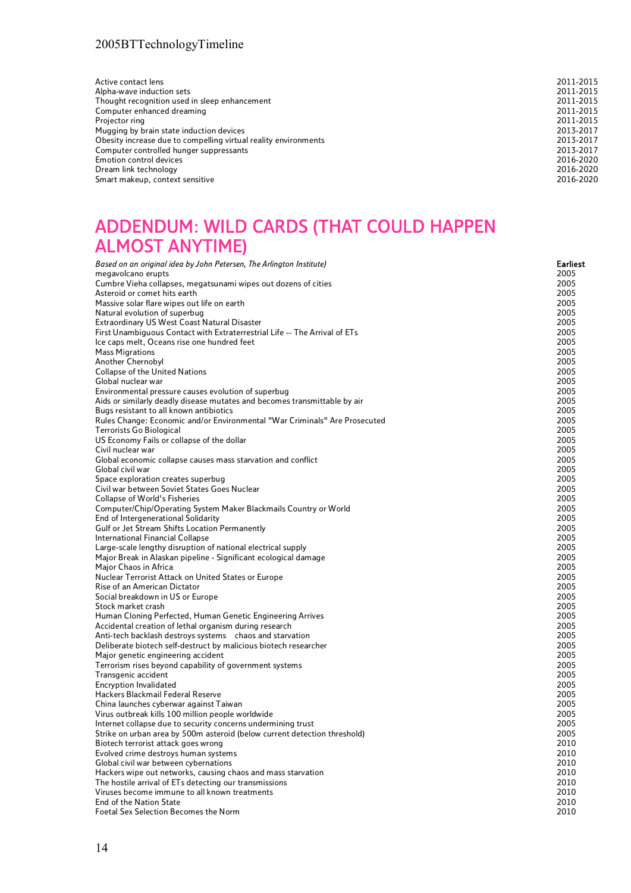| | |
|---|---|
| Active contact lens | 2011-2015 |
| Alpha-wave induction sets | 2011-2015 |
| Thought recognition used in sleep enhancement | 2011-2015 |
| Computer enhanced dreaming | 2011-2015 |
| Projector ring | 2011-2015 |
| Mugging by brain state induction devices | 2013-2017 |
| Obesity increase due to compelling virtual reality environments | 2013-2017 |
| Computer controlled hunger suppressants | 2013-2017 |
| Emotion control devices | 2016-2020 |
| Dream link technology | 2016-2020 |
| Smart makeup, context sensitive | 2016-2020 |

## ADDENDUM: WILD CARDS (THAT COULD HAPPEN ALMOST ANYTIME)

| *Based on an original idea by John Petersen, The Arlington Institute)* | **Earliest** |
|---|---|
| megavolcano erupts | 2005 |
| Cumbre Vieha collapses, megatsunami wipes out dozens of cities | 2005 |
| Asteroid or comet hits earth | 2005 |
| Massive solar flare wipes out life on earth | 2005 |
| Natural evolution of superbug | 2005 |
| Extraordinary US West Coast Natural Disaster | 2005 |
| First Unambiguous Contact with Extraterrestrial Life -- The Arrival of ETs | 2005 |
| Ice caps melt, Oceans rise one hundred feet | 2005 |
| Mass Migrations | 2005 |
| Another Chernobyl | 2005 |
| Collapse of the United Nations | 2005 |
| Global nuclear war | 2005 |
| Environmental pressure causes evolution of superbug | 2005 |
| Aids or similarly deadly disease mutates and becomes transmittable by air | 2005 |
| Bugs resistant to all known antibiotics | 2005 |
| Rules Change: Economic and/or Environmental "War Criminals" Are Prosecuted | 2005 |
| Terrorists Go Biological | 2005 |
| US Economy Fails or collapse of the dollar | 2005 |
| Civil nuclear war | 2005 |
| Global economic collapse causes mass starvation and conflict | 2005 |
| Global civil war | 2005 |
| Space exploration creates superbug | 2005 |
| Civil war between Soviet States Goes Nuclear | 2005 |
| Collapse of World's Fisheries | 2005 |
| Computer/Chip/Operating System Maker Blackmails Country or World | 2005 |
| End of Intergenerational Solidarity | 2005 |
| Gulf or Jet Stream Shifts Location Permanently | 2005 |
| International Financial Collapse | 2005 |
| Large-scale lengthy disruption of national electrical supply | 2005 |
| Major Break in Alaskan pipeline - Significant ecological damage | 2005 |
| Major Chaos in Africa | 2005 |
| Nuclear Terrorist Attack on United States or Europe | 2005 |
| Rise of an American Dictator | 2005 |
| Social breakdown in US or Europe | 2005 |
| Stock market crash | 2005 |
| Human Cloning Perfected, Human Genetic Engineering Arrives | 2005 |
| Accidental creation of lethal organism during research | 2005 |
| Anti-tech backlash destroys systems chaos and starvation | 2005 |
| Deliberate biotech self-destruct by malicious biotech researcher | 2005 |
| Major genetic engineering accident | 2005 |
| Terrorism rises beyond capability of government systems | 2005 |
| Transgenic accident | 2005 |
| Encryption Invalidated | 2005 |
| Hackers Blackmail Federal Reserve | 2005 |
| China launches cyberwar against Taiwan | 2005 |
| Virus outbreak kills 100 million people worldwide | 2005 |
| Internet collapse due to security concerns undermining trust | 2005 |
| Strike on urban area by 500m asteroid (below current detection threshold) | 2005 |
| Biotech terrorist attack goes wrong | 2010 |
| Evolved crime destroys human systems | 2010 |
| Global civil war between cybernations | 2010 |
| Hackers wipe out networks, causing chaos and mass starvation | 2010 |
| The hostile arrival of ETs detecting our transmissions | 2010 |
| Viruses become immune to all known treatments | 2010 |
| End of the Nation State | 2010 |
| Foetal Sex Selection Becomes the Norm | 2010 |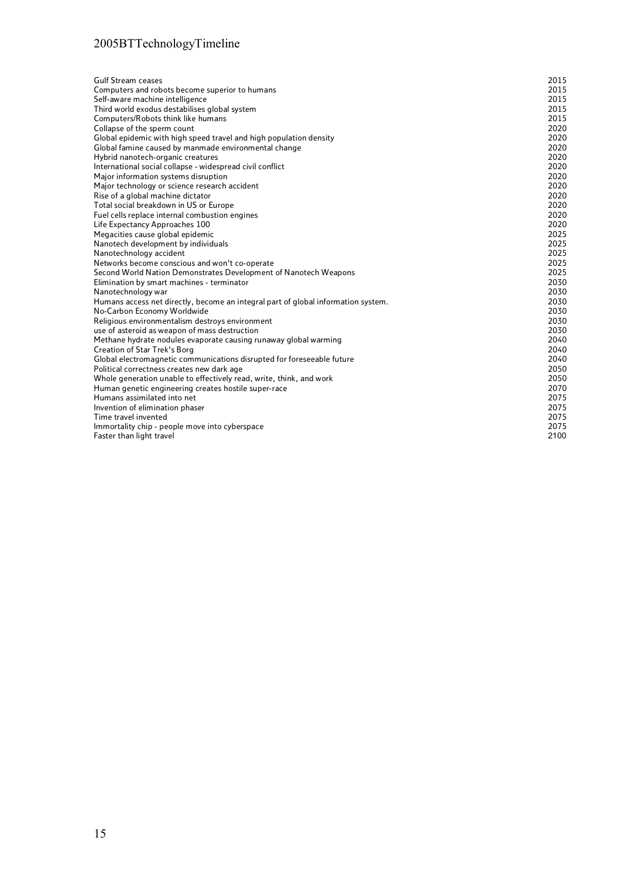| | |
|---|---|
| Gulf Stream ceases | 2015 |
| Computers and robots become superior to humans | 2015 |
| Self-aware machine intelligence | 2015 |
| Third world exodus destabilises global system | 2015 |
| Computers/Robots think like humans | 2015 |
| Collapse of the sperm count | 2020 |
| Global epidemic with high speed travel and high population density | 2020 |
| Global famine caused by manmade environmental change | 2020 |
| Hybrid nanotech-organic creatures | 2020 |
| International social collapse - widespread civil conflict | 2020 |
| Major information systems disruption | 2020 |
| Major technology or science research accident | 2020 |
| Rise of a global machine dictator | 2020 |
| Total social breakdown in US or Europe | 2020 |
| Fuel cells replace internal combustion engines | 2020 |
| Life Expectancy Approaches 100 | 2020 |
| Megacities cause global epidemic | 2025 |
| Nanotech development by individuals | 2025 |
| Nanotechnology accident | 2025 |
| Networks become conscious and won't co-operate | 2025 |
| Second World Nation Demonstrates Development of Nanotech Weapons | 2025 |
| Elimination by smart machines - terminator | 2030 |
| Nanotechnology war | 2030 |
| Humans access net directly, become an integral part of global information system. | 2030 |
| No-Carbon Economy Worldwide | 2030 |
| Religious environmentalism destroys environment | 2030 |
| use of asteroid as weapon of mass destruction | 2030 |
| Methane hydrate nodules evaporate causing runaway global warming | 2040 |
| Creation of Star Trek's Borg | 2040 |
| Global electromagnetic communications disrupted for foreseeable future | 2040 |
| Political correctness creates new dark age | 2050 |
| Whole generation unable to effectively read, write, think, and work | 2050 |
| Human genetic engineering creates hostile super-race | 2070 |
| Humans assimilated into net | 2075 |
| Invention of elimination phaser | 2075 |
| Time travel invented | 2075 |
| Immortality chip - people move into cyberspace | 2075 |
| Faster than light travel | 2100 |